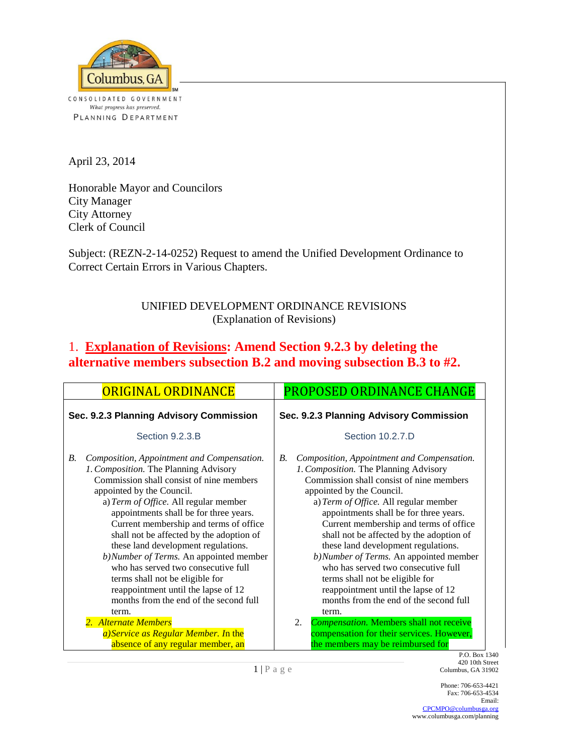Columbus, GA

CONSOLIDATED GOVERNMENT
*What progress has preserved.*
PLANNING DEPARTMENT

April 23, 2014

Honorable Mayor and Councilors
City Manager
City Attorney
Clerk of Council

Subject: (REZN-2-14-0252) Request to amend the Unified Development Ordinance to Correct Certain Errors in Various Chapters.

UNIFIED DEVELOPMENT ORDINANCE REVISIONS
(Explanation of Revisions)

## 1. Explanation of Revisions: Amend Section 9.2.3 by deleting the alternative members subsection B.2 and moving subsection B.3 to #2.

| ORIGINAL ORDINANCE | PROPOSED ORDINANCE CHANGE |
|---|---|
| **Sec. 9.2.3 Planning Advisory Commission**<br><br>Section 9.2.3.B<br><br>B. *Composition, Appointment and Compensation.*<br>1. *Composition.* The Planning Advisory Commission shall consist of nine members appointed by the Council.<br>a) *Term of Office.* All regular member appointments shall be for three years. Current membership and terms of office shall not be affected by the adoption of these land development regulations.<br>b) *Number of Terms.* An appointed member who has served two consecutive full terms shall not be eligible for reappointment until the lapse of 12 months from the end of the second full term.<br>2. *Alternate Members*<br>a) *Service as Regular Member. I*n the absence of any regular member, an | **Sec. 9.2.3 Planning Advisory Commission**<br><br>Section 10.2.7.D<br><br>B. *Composition, Appointment and Compensation.*<br>1. *Composition.* The Planning Advisory Commission shall consist of nine members appointed by the Council.<br>a) *Term of Office.* All regular member appointments shall be for three years. Current membership and terms of office shall not be affected by the adoption of these land development regulations.<br>b) *Number of Terms.* An appointed member who has served two consecutive full terms shall not be eligible for reappointment until the lapse of 12 months from the end of the second full term.<br>2. *Compensation.* Members shall not receive compensation for their services. However, the members may be reimbursed for |

P.O. Box 1340
420 10th Street
Columbus, GA 31902

Phone: 706-653-4421
Fax: 706-653-4534
Email: CPCMPO@columbusga.org
www.columbusga.com/planning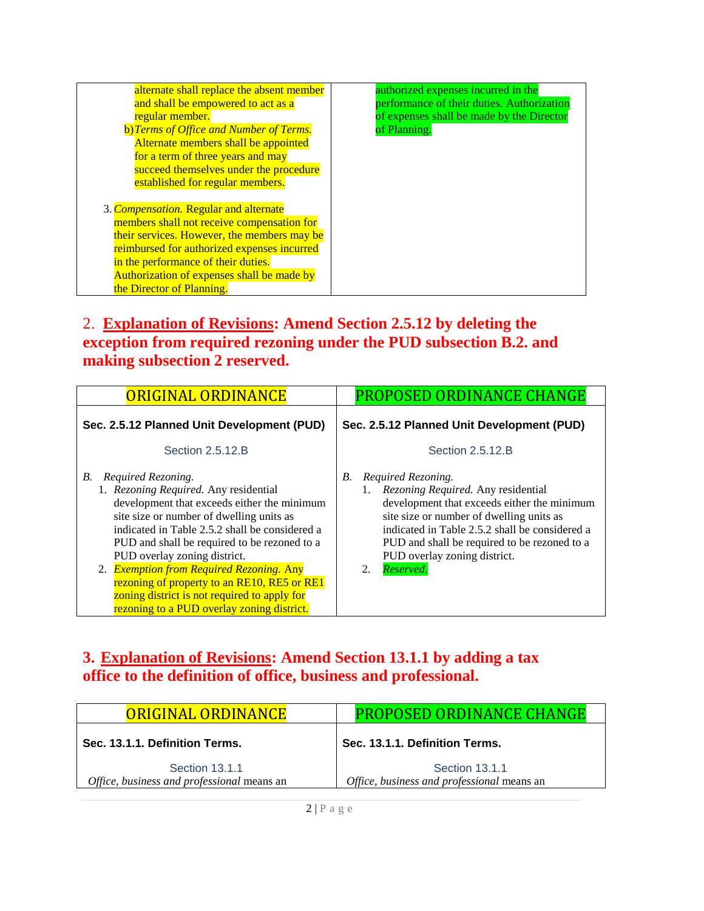| | |
|---|---|
| alternate shall replace the absent member and shall be empowered to act as a regular member.<br>b) *Terms of Office and Number of Terms.* Alternate members shall be appointed for a term of three years and may succeed themselves under the procedure established for regular members.<br><br>3. *Compensation.* Regular and alternate members shall not receive compensation for their services. However, the members may be reimbursed for authorized expenses incurred in the performance of their duties. Authorization of expenses shall be made by the Director of Planning. | authorized expenses incurred in the performance of their duties. Authorization of expenses shall be made by the Director of Planning. |

## 2. Explanation of Revisions: Amend Section 2.5.12 by deleting the exception from required rezoning under the PUD subsection B.2. and making subsection 2 reserved.

| ORIGINAL ORDINANCE | PROPOSED ORDINANCE CHANGE |
|---|---|
| **Sec. 2.5.12 Planned Unit Development (PUD)** | **Sec. 2.5.12 Planned Unit Development (PUD)** |
| Section 2.5.12.B | Section 2.5.12.B |
| *B. Required Rezoning.*<br>1. *Rezoning Required.* Any residential development that exceeds either the minimum site size or number of dwelling units as indicated in Table 2.5.2 shall be considered a PUD and shall be required to be rezoned to a PUD overlay zoning district.<br>2. *Exemption from Required Rezoning.* Any rezoning of property to an RE10, RE5 or RE1 zoning district is not required to apply for rezoning to a PUD overlay zoning district. | *B. Required Rezoning.*<br>1. *Rezoning Required.* Any residential development that exceeds either the minimum site size or number of dwelling units as indicated in Table 2.5.2 shall be considered a PUD and shall be required to be rezoned to a PUD overlay zoning district.<br>2. *Reserved.* |

## 3. Explanation of Revisions: Amend Section 13.1.1 by adding a tax office to the definition of office, business and professional.

| ORIGINAL ORDINANCE | PROPOSED ORDINANCE CHANGE |
|---|---|
| **Sec. 13.1.1. Definition Terms.** | **Sec. 13.1.1. Definition Terms.** |
| Section 13.1.1<br>*Office, business and professional* means an | Section 13.1.1<br>*Office, business and professional* means an |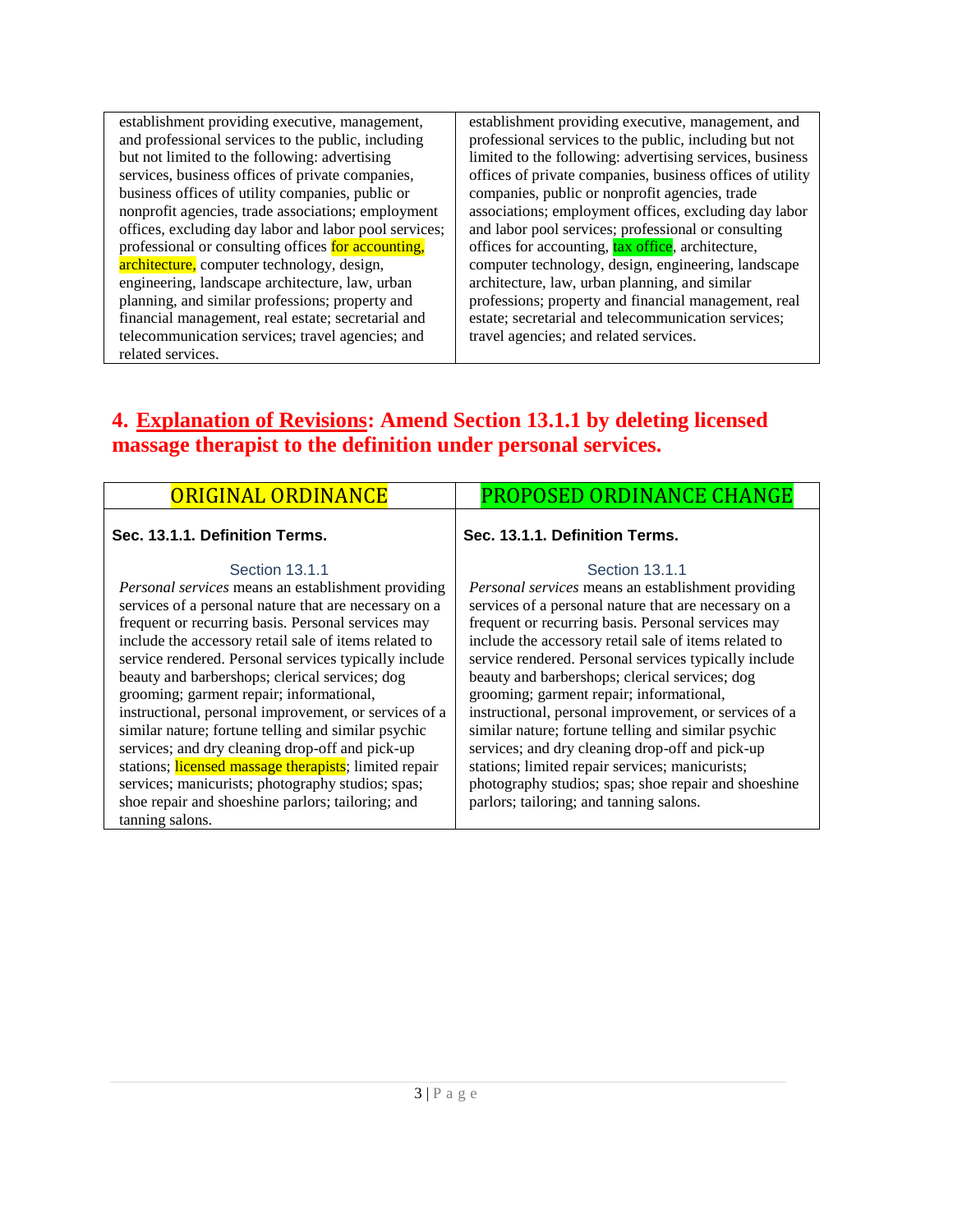| | |
|---|---|
| establishment providing executive, management, and professional services to the public, including but not limited to the following: advertising services, business offices of private companies, business offices of utility companies, public or nonprofit agencies, trade associations; employment offices, excluding day labor and labor pool services; professional or consulting offices for accounting, architecture, computer technology, design, engineering, landscape architecture, law, urban planning, and similar professions; property and financial management, real estate; secretarial and telecommunication services; travel agencies; and related services. | establishment providing executive, management, and professional services to the public, including but not limited to the following: advertising services, business offices of private companies, business offices of utility companies, public or nonprofit agencies, trade associations; employment offices, excluding day labor and labor pool services; professional or consulting offices for accounting, tax office, architecture, computer technology, design, engineering, landscape architecture, law, urban planning, and similar professions; property and financial management, real estate; secretarial and telecommunication services; travel agencies; and related services. |

## 4. Explanation of Revisions: Amend Section 13.1.1 by deleting licensed massage therapist to the definition under personal services.

| ORIGINAL ORDINANCE | PROPOSED ORDINANCE CHANGE |
|---|---|
| **Sec. 13.1.1. Definition Terms.**<br><br>Section 13.1.1<br>*Personal services* means an establishment providing services of a personal nature that are necessary on a frequent or recurring basis. Personal services may include the accessory retail sale of items related to service rendered. Personal services typically include beauty and barbershops; clerical services; dog grooming; garment repair; informational, instructional, personal improvement, or services of a similar nature; fortune telling and similar psychic services; and dry cleaning drop-off and pick-up stations; licensed massage therapists; limited repair services; manicurists; photography studios; spas; shoe repair and shoeshine parlors; tailoring; and tanning salons. | **Sec. 13.1.1. Definition Terms.**<br><br>Section 13.1.1<br>*Personal services* means an establishment providing services of a personal nature that are necessary on a frequent or recurring basis. Personal services may include the accessory retail sale of items related to service rendered. Personal services typically include beauty and barbershops; clerical services; dog grooming; garment repair; informational, instructional, personal improvement, or services of a similar nature; fortune telling and similar psychic services; and dry cleaning drop-off and pick-up stations; limited repair services; manicurists; photography studios; spas; shoe repair and shoeshine parlors; tailoring; and tanning salons. |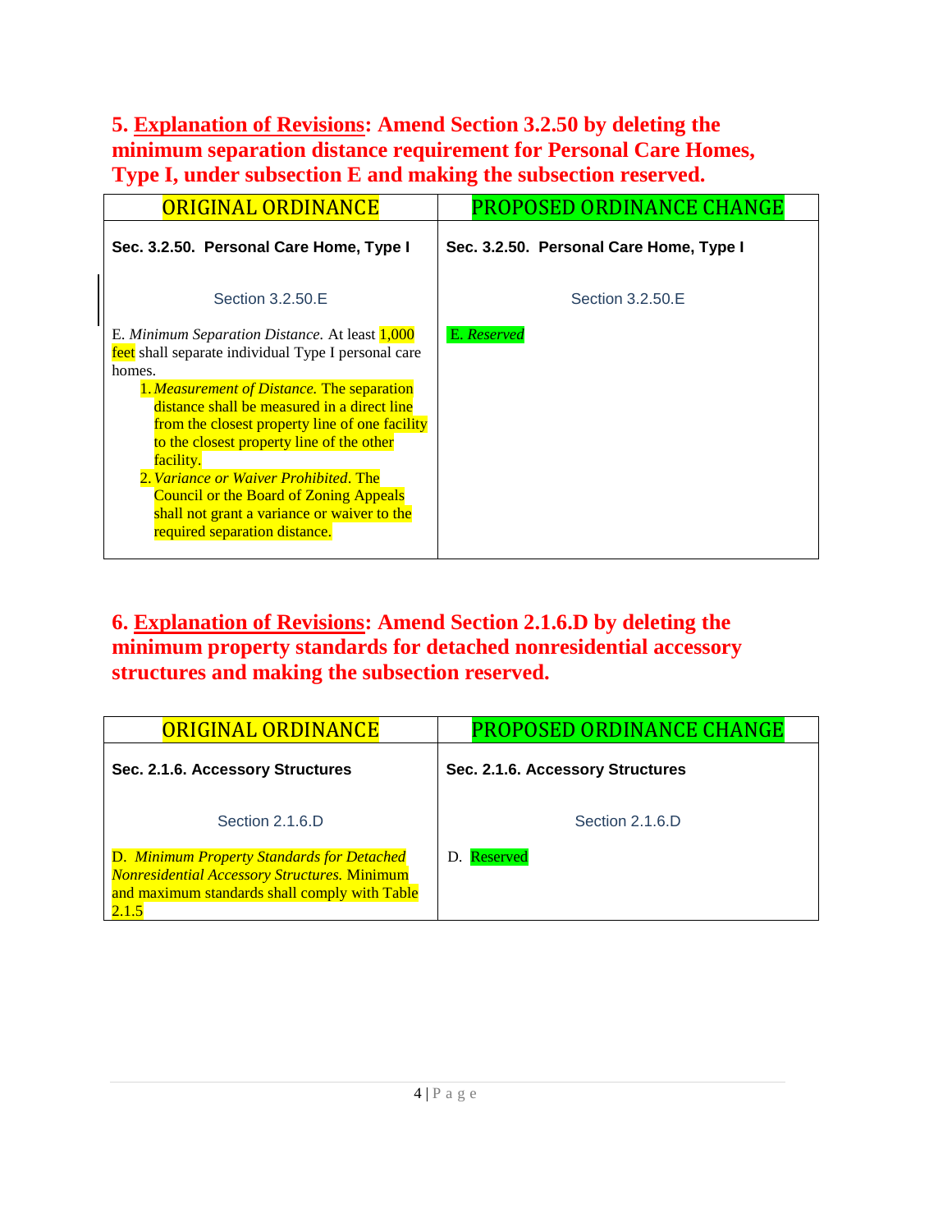**5. <u>Explanation of Revisions</u>: Amend Section 3.2.50 by deleting the minimum separation distance requirement for Personal Care Homes, Type I, under subsection E and making the subsection reserved.**

| ORIGINAL ORDINANCE | PROPOSED ORDINANCE CHANGE |
|---|---|
| **Sec. 3.2.50. Personal Care Home, Type I**<br><br>Section 3.2.50.E<br><br>E. *Minimum Separation Distance.* At least 1,000 feet shall separate individual Type I personal care homes.<br>1. *Measurement of Distance.* The separation distance shall be measured in a direct line from the closest property line of one facility to the closest property line of the other facility.<br>2. *Variance or Waiver Prohibited*. The Council or the Board of Zoning Appeals shall not grant a variance or waiver to the required separation distance. | **Sec. 3.2.50. Personal Care Home, Type I**<br><br>Section 3.2.50.E<br><br>E. *Reserved* |

**6. <u>Explanation of Revisions</u>: Amend Section 2.1.6.D by deleting the minimum property standards for detached nonresidential accessory structures and making the subsection reserved.**

| ORIGINAL ORDINANCE | PROPOSED ORDINANCE CHANGE |
|---|---|
| **Sec. 2.1.6. Accessory Structures**<br><br>Section 2.1.6.D<br><br>D. *Minimum Property Standards for Detached Nonresidential Accessory Structures.* Minimum and maximum standards shall comply with Table 2.1.5 | **Sec. 2.1.6. Accessory Structures**<br><br>Section 2.1.6.D<br><br>D. Reserved |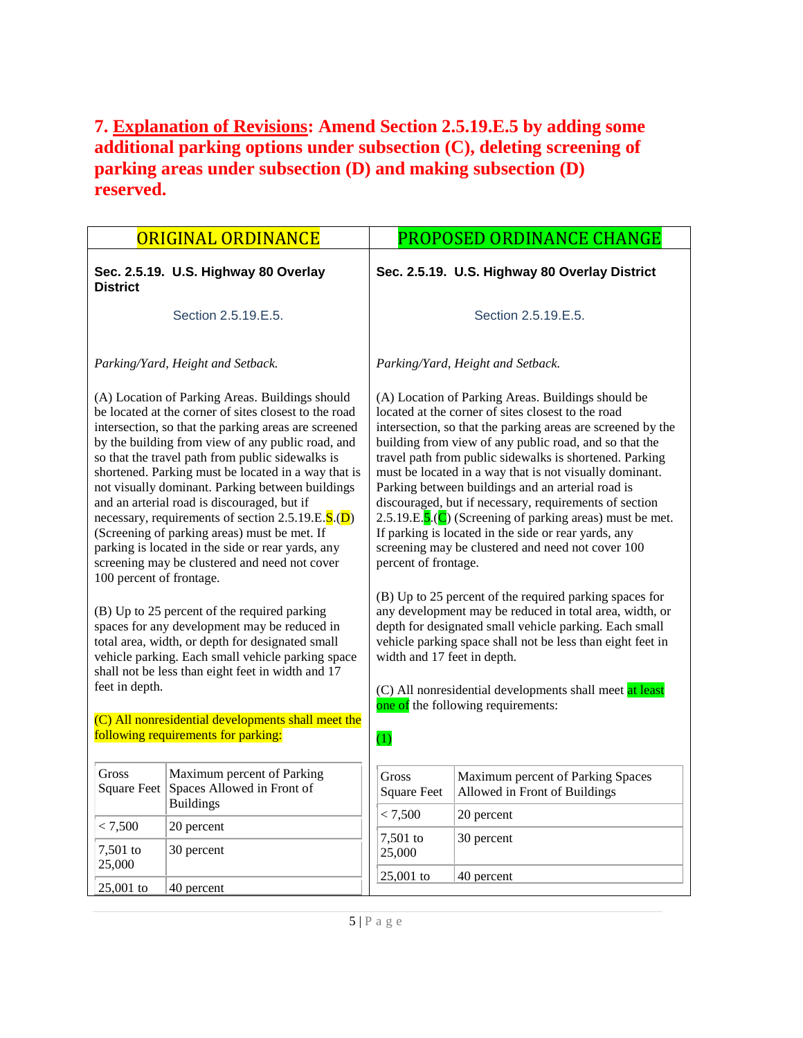## 7. Explanation of Revisions: Amend Section 2.5.19.E.5 by adding some additional parking options under subsection (C), deleting screening of parking areas under subsection (D) and making subsection (D) reserved.

| ORIGINAL ORDINANCE | PROPOSED ORDINANCE CHANGE |
|---|---|
| **Sec. 2.5.19. U.S. Highway 80 Overlay District** | **Sec. 2.5.19. U.S. Highway 80 Overlay District** |
| Section 2.5.19.E.5. | Section 2.5.19.E.5. |
| *Parking/Yard, Height and Setback.* | *Parking/Yard, Height and Setback.* |
| (A) Location of Parking Areas. Buildings should be located at the corner of sites closest to the road intersection, so that the parking areas are screened by the building from view of any public road, and so that the travel path from public sidewalks is shortened. Parking must be located in a way that is not visually dominant. Parking between buildings and an arterial road is discouraged, but if necessary, requirements of section 2.5.19.E.5.(D) (Screening of parking areas) must be met. If parking is located in the side or rear yards, any screening may be clustered and need not cover 100 percent of frontage. | (A) Location of Parking Areas. Buildings should be located at the corner of sites closest to the road intersection, so that the parking areas are screened by the building from view of any public road, and so that the travel path from public sidewalks is shortened. Parking must be located in a way that is not visually dominant. Parking between buildings and an arterial road is discouraged, but if necessary, requirements of section 2.5.19.E.5.(C) (Screening of parking areas) must be met. If parking is located in the side or rear yards, any screening may be clustered and need not cover 100 percent of frontage. |
| (B) Up to 25 percent of the required parking spaces for any development may be reduced in total area, width, or depth for designated small vehicle parking. Each small vehicle parking space shall not be less than eight feet in width and 17 feet in depth. | (B) Up to 25 percent of the required parking spaces for any development may be reduced in total area, width, or depth for designated small vehicle parking. Each small vehicle parking space shall not be less than eight feet in width and 17 feet in depth. |
| (C) All nonresidential developments shall meet the following requirements for parking: | (C) All nonresidential developments shall meet at least one of the following requirements:<br><br>(1) |

**Original Ordinance:**

| Gross Square Feet | Maximum percent of Parking Spaces Allowed in Front of Buildings |
|---|---|
| < 7,500 | 20 percent |
| 7,501 to 25,000 | 30 percent |
| 25,001 to | 40 percent |

**Proposed Ordinance Change:**

| Gross Square Feet | Maximum percent of Parking Spaces Allowed in Front of Buildings |
|---|---|
| < 7,500 | 20 percent |
| 7,501 to 25,000 | 30 percent |
| 25,001 to | 40 percent |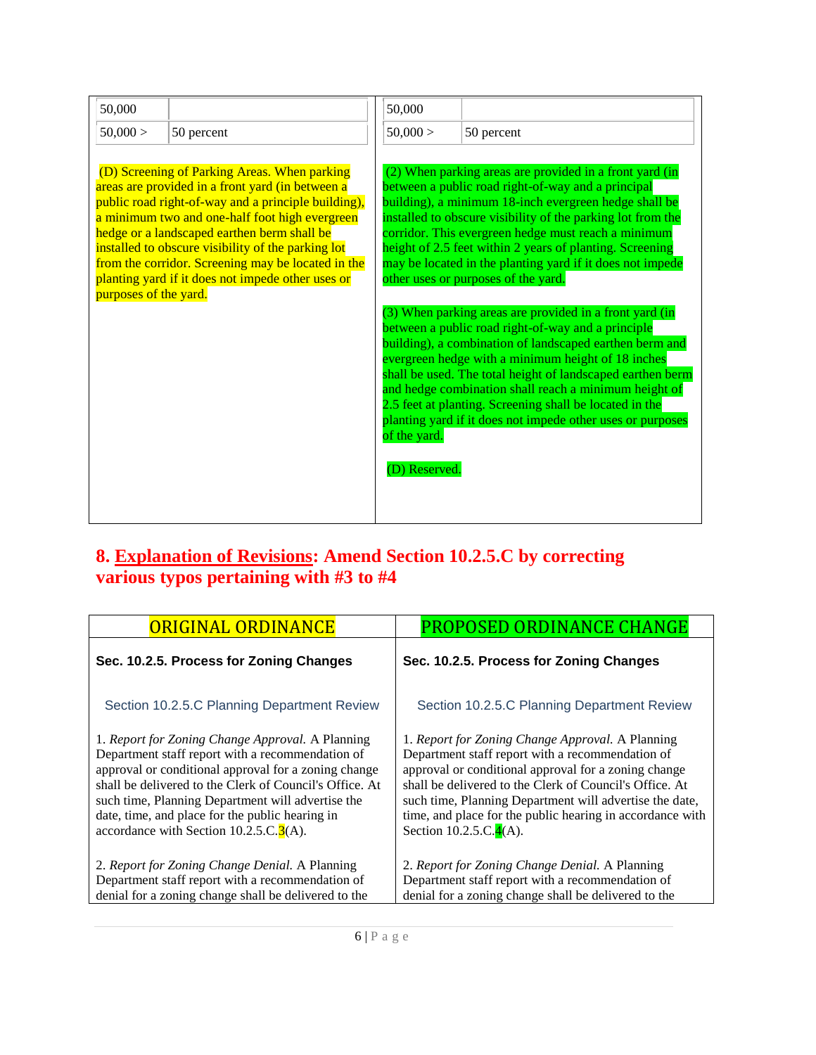| ORIGINAL ORDINANCE | PROPOSED ORDINANCE CHANGE |
| --- | --- |
| 50,000 / 50,000 > 50 percent | 50,000 / 50,000 > 50 percent |
| (D) Screening of Parking Areas. When parking areas are provided in a front yard (in between a public road right-of-way and a principle building), a minimum two and one-half foot high evergreen hedge or a landscaped earthen berm shall be installed to obscure visibility of the parking lot from the corridor. Screening may be located in the planting yard if it does not impede other uses or purposes of the yard. | (2) When parking areas are provided in a front yard (in between a public road right-of-way and a principal building), a minimum 18-inch evergreen hedge shall be installed to obscure visibility of the parking lot from the corridor. This evergreen hedge must reach a minimum height of 2.5 feet within 2 years of planting. Screening may be located in the planting yard if it does not impede other uses or purposes of the yard.<br><br>(3) When parking areas are provided in a front yard (in between a public road right-of-way and a principle building), a combination of landscaped earthen berm and evergreen hedge with a minimum height of 18 inches shall be used. The total height of landscaped earthen berm and hedge combination shall reach a minimum height of 2.5 feet at planting. Screening shall be located in the planting yard if it does not impede other uses or purposes of the yard.<br><br>(D) Reserved. |

## 8. Explanation of Revisions: Amend Section 10.2.5.C by correcting various typos pertaining with #3 to #4

| ORIGINAL ORDINANCE | PROPOSED ORDINANCE CHANGE |
| --- | --- |
| **Sec. 10.2.5. Process for Zoning Changes** | **Sec. 10.2.5. Process for Zoning Changes** |
| Section 10.2.5.C Planning Department Review | Section 10.2.5.C Planning Department Review |
| 1. *Report for Zoning Change Approval.* A Planning Department staff report with a recommendation of approval or conditional approval for a zoning change shall be delivered to the Clerk of Council's Office. At such time, Planning Department will advertise the date, time, and place for the public hearing in accordance with Section 10.2.5.C.3(A). | 1. *Report for Zoning Change Approval.* A Planning Department staff report with a recommendation of approval or conditional approval for a zoning change shall be delivered to the Clerk of Council's Office. At such time, Planning Department will advertise the date, time, and place for the public hearing in accordance with Section 10.2.5.C.4(A). |
| 2. *Report for Zoning Change Denial.* A Planning Department staff report with a recommendation of denial for a zoning change shall be delivered to the | 2. *Report for Zoning Change Denial.* A Planning Department staff report with a recommendation of denial for a zoning change shall be delivered to the |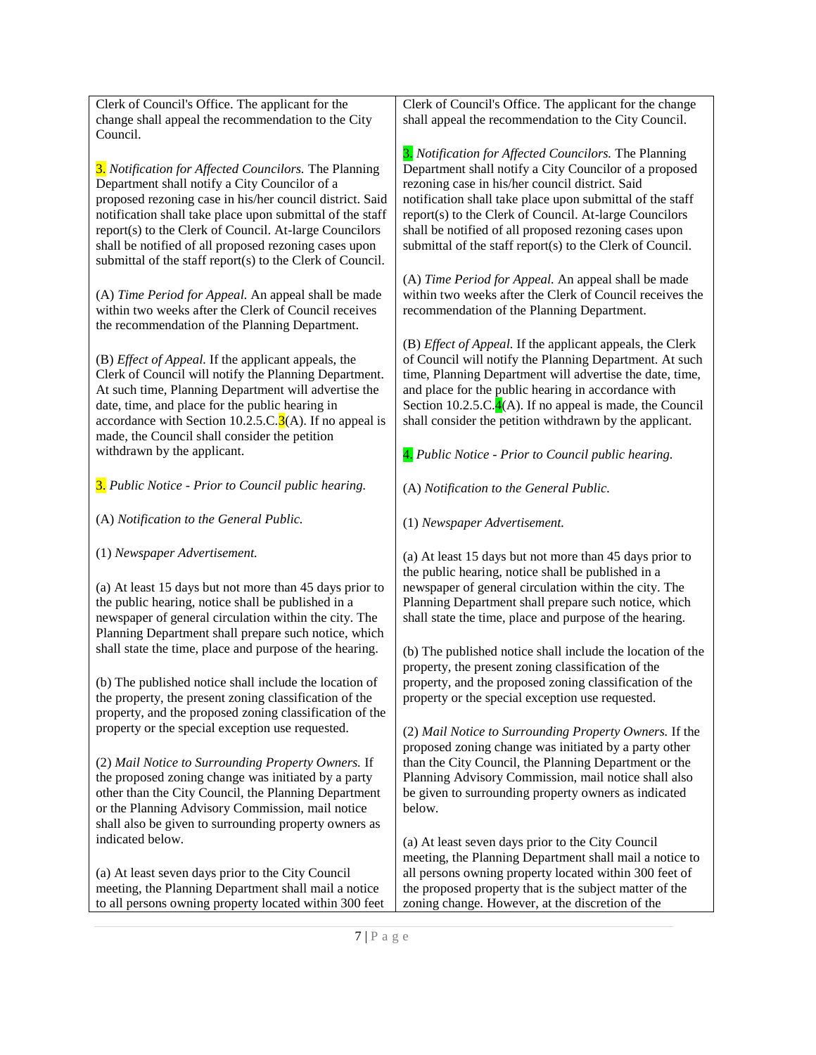| | |
|---|---|
| Clerk of Council's Office. The applicant for the change shall appeal the recommendation to the City Council.<br><br>3. *Notification for Affected Councilors.* The Planning Department shall notify a City Councilor of a proposed rezoning case in his/her council district. Said notification shall take place upon submittal of the staff report(s) to the Clerk of Council. At-large Councilors shall be notified of all proposed rezoning cases upon submittal of the staff report(s) to the Clerk of Council.<br><br>(A) *Time Period for Appeal.* An appeal shall be made within two weeks after the Clerk of Council receives the recommendation of the Planning Department.<br><br>(B) *Effect of Appeal.* If the applicant appeals, the Clerk of Council will notify the Planning Department. At such time, Planning Department will advertise the date, time, and place for the public hearing in accordance with Section 10.2.5.C.3(A). If no appeal is made, the Council shall consider the petition withdrawn by the applicant.<br><br>3. *Public Notice - Prior to Council public hearing.*<br><br>(A) *Notification to the General Public.*<br><br>(1) *Newspaper Advertisement.*<br><br>(a) At least 15 days but not more than 45 days prior to the public hearing, notice shall be published in a newspaper of general circulation within the city. The Planning Department shall prepare such notice, which shall state the time, place and purpose of the hearing.<br><br>(b) The published notice shall include the location of the property, the present zoning classification of the property, and the proposed zoning classification of the property or the special exception use requested.<br><br>(2) *Mail Notice to Surrounding Property Owners.* If the proposed zoning change was initiated by a party other than the City Council, the Planning Department or the Planning Advisory Commission, mail notice shall also be given to surrounding property owners as indicated below.<br><br>(a) At least seven days prior to the City Council meeting, the Planning Department shall mail a notice to all persons owning property located within 300 feet | Clerk of Council's Office. The applicant for the change shall appeal the recommendation to the City Council.<br><br>3. *Notification for Affected Councilors.* The Planning Department shall notify a City Councilor of a proposed rezoning case in his/her council district. Said notification shall take place upon submittal of the staff report(s) to the Clerk of Council. At-large Councilors shall be notified of all proposed rezoning cases upon submittal of the staff report(s) to the Clerk of Council.<br><br>(A) *Time Period for Appeal.* An appeal shall be made within two weeks after the Clerk of Council receives the recommendation of the Planning Department.<br><br>(B) *Effect of Appeal.* If the applicant appeals, the Clerk of Council will notify the Planning Department. At such time, Planning Department will advertise the date, time, and place for the public hearing in accordance with Section 10.2.5.C.4(A). If no appeal is made, the Council shall consider the petition withdrawn by the applicant.<br><br>4. *Public Notice - Prior to Council public hearing.*<br><br>(A) *Notification to the General Public.*<br><br>(1) *Newspaper Advertisement.*<br><br>(a) At least 15 days but not more than 45 days prior to the public hearing, notice shall be published in a newspaper of general circulation within the city. The Planning Department shall prepare such notice, which shall state the time, place and purpose of the hearing.<br><br>(b) The published notice shall include the location of the property, the present zoning classification of the property, and the proposed zoning classification of the property or the special exception use requested.<br><br>(2) *Mail Notice to Surrounding Property Owners.* If the proposed zoning change was initiated by a party other than the City Council, the Planning Department or the Planning Advisory Commission, mail notice shall also be given to surrounding property owners as indicated below.<br><br>(a) At least seven days prior to the City Council meeting, the Planning Department shall mail a notice to all persons owning property located within 300 feet of the proposed property that is the subject matter of the zoning change. However, at the discretion of the |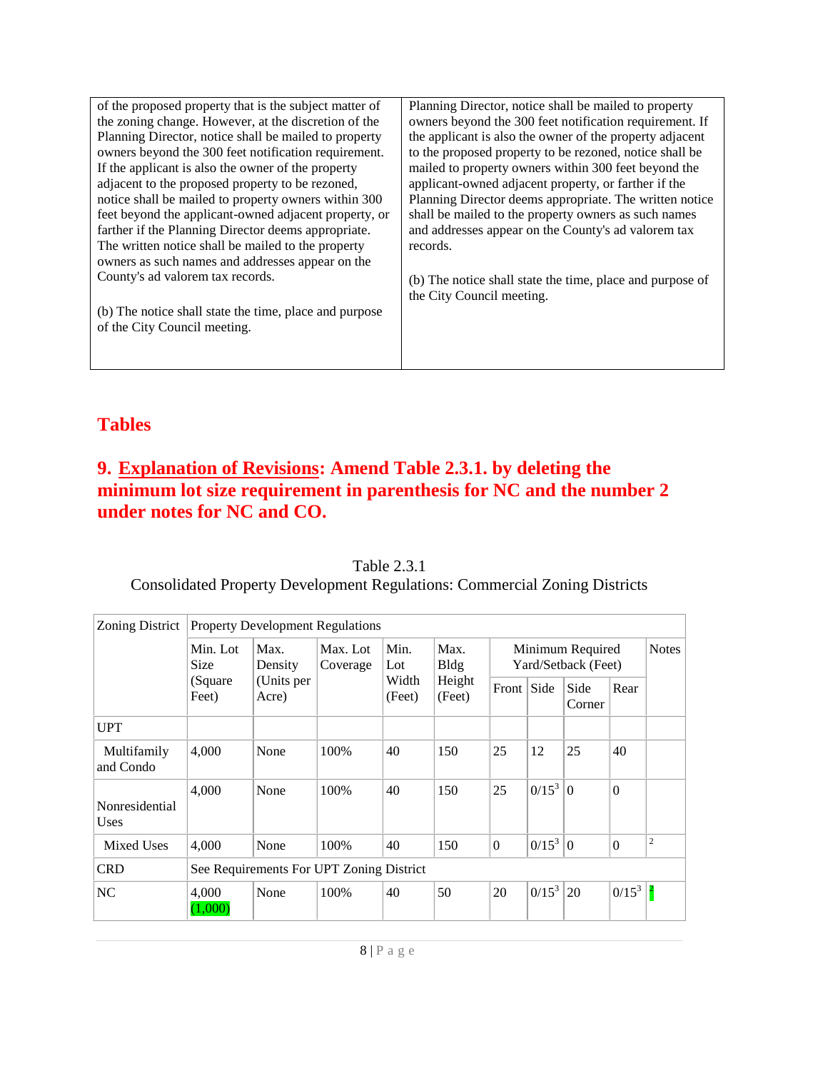| of the proposed property that is the subject matter of the zoning change. However, at the discretion of the Planning Director, notice shall be mailed to property owners beyond the 300 feet notification requirement. If the applicant is also the owner of the property adjacent to the proposed property to be rezoned, notice shall be mailed to property owners within 300 feet beyond the applicant-owned adjacent property, or farther if the Planning Director deems appropriate. The written notice shall be mailed to the property owners as such names and addresses appear on the County's ad valorem tax records.<br><br>(b) The notice shall state the time, place and purpose of the City Council meeting. | Planning Director, notice shall be mailed to property owners beyond the 300 feet notification requirement. If the applicant is also the owner of the property adjacent to the proposed property to be rezoned, notice shall be mailed to property owners within 300 feet beyond the applicant-owned adjacent property, or farther if the Planning Director deems appropriate. The written notice shall be mailed to the property owners as such names and addresses appear on the County's ad valorem tax records.<br><br>(b) The notice shall state the time, place and purpose of the City Council meeting. |
|---|---|

## Tables

## 9. Explanation of Revisions: Amend Table 2.3.1. by deleting the minimum lot size requirement in parenthesis for NC and the number 2 under notes for NC and CO.

Table 2.3.1
Consolidated Property Development Regulations: Commercial Zoning Districts

| Zoning District | Property Development Regulations | | | | | | | | | |
|---|---|---|---|---|---|---|---|---|---|---|
| | Min. Lot Size (Square Feet) | Max. Density (Units per Acre) | Max. Lot Coverage | Min. Lot Width (Feet) | Max. Bldg Height (Feet) | Minimum Required Yard/Setback (Feet) | | | | Notes |
| | | | | | | Front | Side | Side Corner | Rear | |
| UPT | | | | | | | | | | |
| Multifamily and Condo | 4,000 | None | 100% | 40 | 150 | 25 | 12 | 25 | 40 | |
| Nonresidential Uses | 4,000 | None | 100% | 40 | 150 | 25 | 0/15[3] | 0 | 0 | |
| Mixed Uses | 4,000 | None | 100% | 40 | 150 | 0 | 0/15[3] | 0 | 0 | [2] |
| CRD | See Requirements For UPT Zoning District | | | | | | | | | |
| NC | 4,000 (1,000) | None | 100% | 40 | 50 | 20 | 0/15[3] | 20 | 0/15[3] | [2] |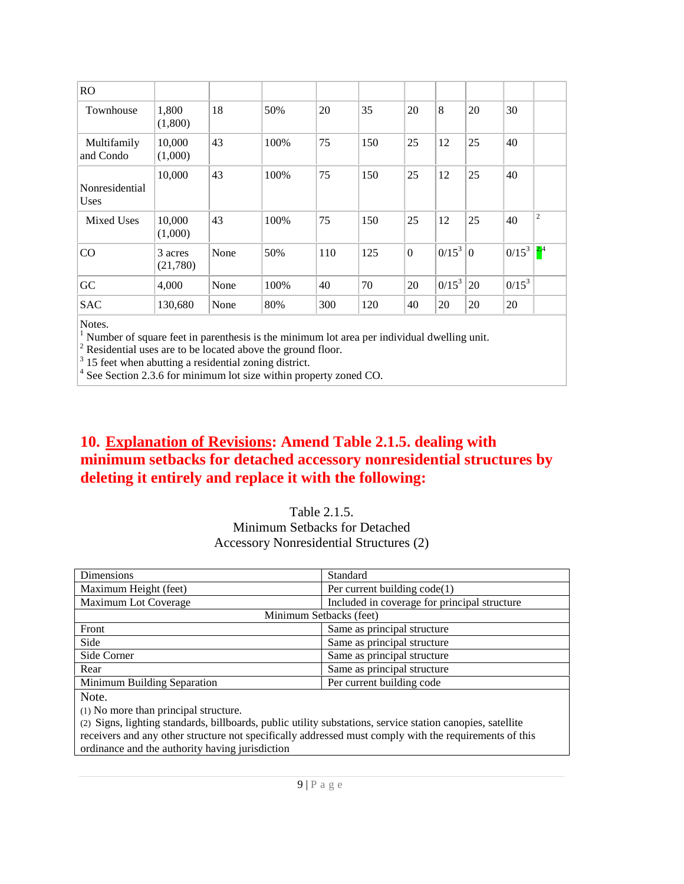| RO | | | | | | | | | | |
|---|---|---|---|---|---|---|---|---|---|---|
| Townhouse | 1,800 (1,800) | 18 | 50% | 20 | 35 | 20 | 8 | 20 | 30 | |
| Multifamily and Condo | 10,000 (1,000) | 43 | 100% | 75 | 150 | 25 | 12 | 25 | 40 | |
| Nonresidential Uses | 10,000 | 43 | 100% | 75 | 150 | 25 | 12 | 25 | 40 | |
| Mixed Uses | 10,000 (1,000) | 43 | 100% | 75 | 150 | 25 | 12 | 25 | 40 | [2] |
| CO | 3 acres (21,780) | None | 50% | 110 | 125 | 0 | 0/15[3] | 0 | 0/15[3] | [2,4] |
| GC | 4,000 | None | 100% | 40 | 70 | 20 | 0/15[3] | 20 | 0/15[3] | |
| SAC | 130,680 | None | 80% | 300 | 120 | 40 | 20 | 20 | 20 | |

Notes.
[1] Number of square feet in parenthesis is the minimum lot area per individual dwelling unit.
[2] Residential uses are to be located above the ground floor.
[3] 15 feet when abutting a residential zoning district.
[4] See Section 2.3.6 for minimum lot size within property zoned CO.

## 10. <u>Explanation of Revisions</u>: Amend Table 2.1.5. dealing with minimum setbacks for detached accessory nonresidential structures by deleting it entirely and replace it with the following:

Table 2.1.5.
Minimum Setbacks for Detached
Accessory Nonresidential Structures (2)

| Dimensions | Standard |
|---|---|
| Maximum Height (feet) | Per current building code(1) |
| Maximum Lot Coverage | Included in coverage for principal structure |
| Minimum Setbacks (feet) | |
| Front | Same as principal structure |
| Side | Same as principal structure |
| Side Corner | Same as principal structure |
| Rear | Same as principal structure |
| Minimum Building Separation | Per current building code |

Note.
(1) No more than principal structure.
(2) Signs, lighting standards, billboards, public utility substations, service station canopies, satellite receivers and any other structure not specifically addressed must comply with the requirements of this ordinance and the authority having jurisdiction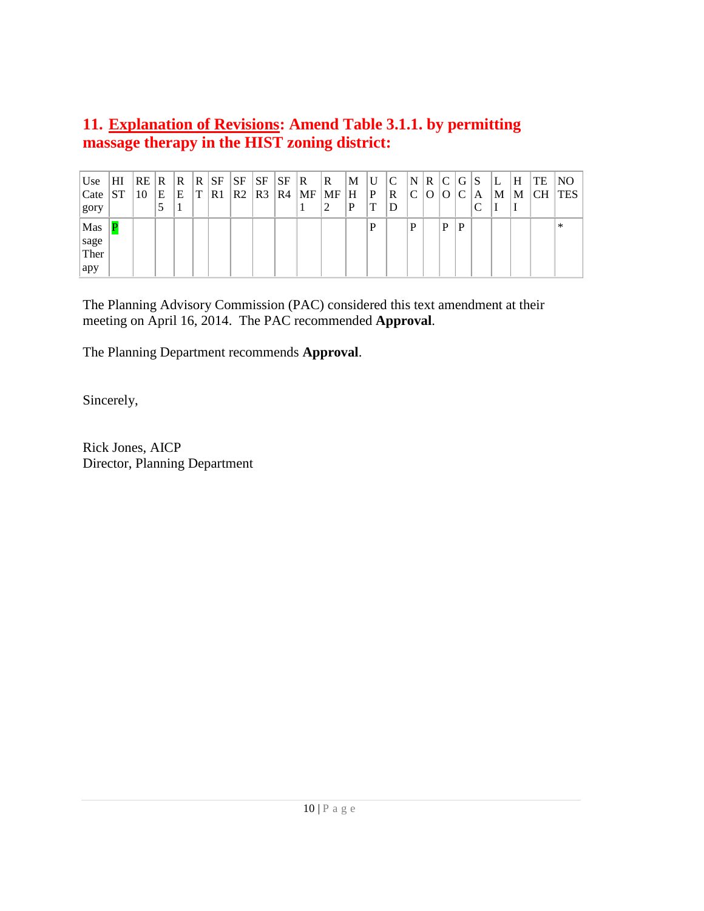## 11. Explanation of Revisions: Amend Table 3.1.1. by permitting massage therapy in the HIST zoning district:

| Use Category | HIST | RE10 | RE5 | RE1 | RT | SFR1 | SFR2 | SFR3 | SFR4 | RMF1 | RMF2 | MHP | UPT | CRD | NC | RO | CO | GC | SAC | LMI | HMI | TECH | NOTES |
|---|---|---|---|---|---|---|---|---|---|---|---|---|---|---|---|---|---|---|---|---|---|---|---|
| Massage Therapy | P | | | | | | | | | | | | P | | P | | P | P | | | | | * |

The Planning Advisory Commission (PAC) considered this text amendment at their meeting on April 16, 2014. The PAC recommended **Approval**.

The Planning Department recommends **Approval**.

Sincerely,

Rick Jones, AICP
Director, Planning Department